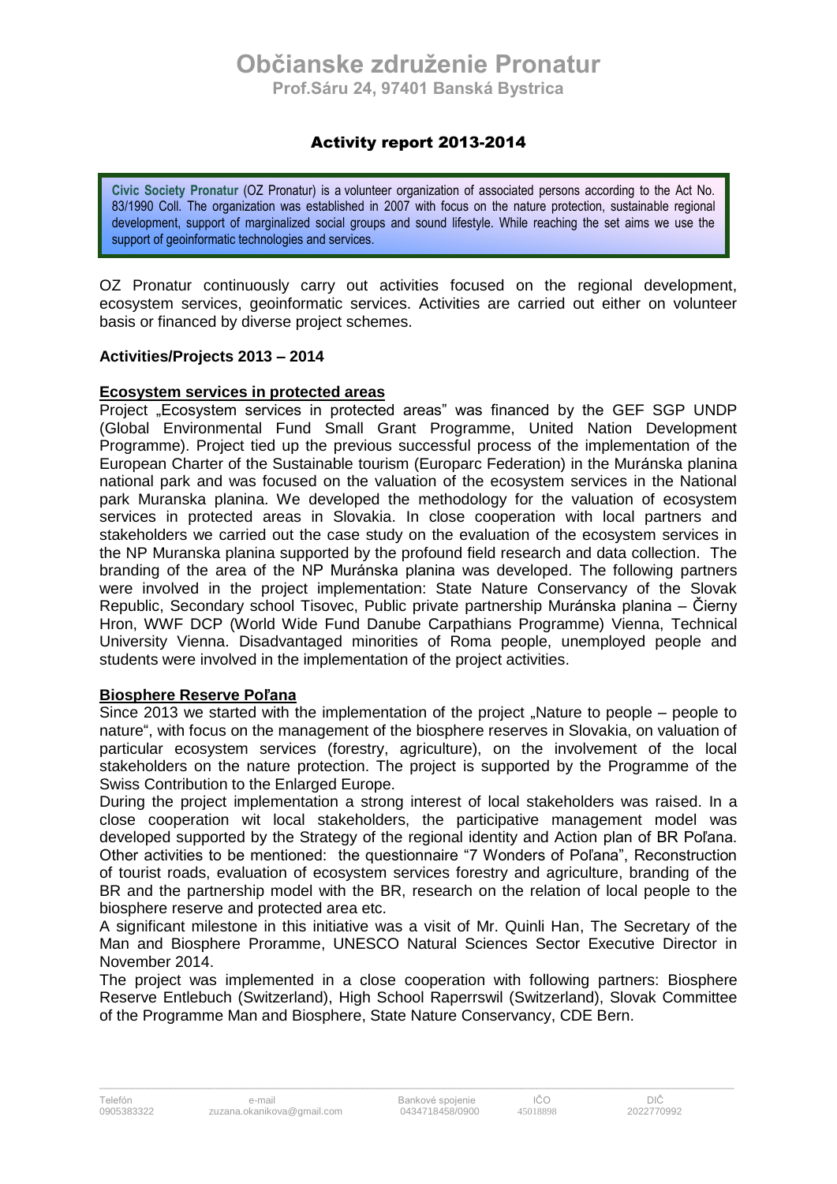# Občianske združenie Pronatur

**Prof.Sáru 24, 97401 Banská Bystrica**

## Activity report 2013-2014

**Civic Society Pronatur** (OZ Pronatur) is a volunteer organization of associated persons according to the Act No. 83/1990 Coll. The organization was established in 2007 with focus on the nature protection, sustainable regional development, support of marginalized social groups and sound lifestyle. While reaching the set aims we use the support of geoinformatic technologies and services.

OZ Pronatur continuously carry out activities focused on the regional development, ecosystem services, geoinformatic services. Activities are carried out either on volunteer basis or financed by diverse project schemes.

### Activities/Projects 2013 – 2014

**Ecosystem services in protected areas**

Project „Ecosystem services in protected areas" was financed by the GEF SGP UNDP (Global Environmental Fund Small Grant Programme, United Nation Development Programme). Project tied up the previous successful process of the implementation of the European Charter of the Sustainable tourism (Europarc Federation) in the Muránska planina national park and was focused on the valuation of the ecosystem services in the National park Muranska planina. We developed the methodology for the valuation of ecosystem services in protected areas in Slovakia. In close cooperation with local partners and stakeholders we carried out the case study on the evaluation of the ecosystem services in the NP Muranska planina supported by the profound field research and data collection. The branding of the area of the NP Muránska planina was developed. The following partners were involved in the project implementation: State Nature Conservancy of the Slovak Republic, Secondary school Tisovec, Public private partnership Muránska planina – Čierny Hron, WWF DCP (World Wide Fund Danube Carpathians Programme) Vienna, Technical University Vienna. Disadvantaged minorities of Roma people, unemployed people and students were involved in the implementation of the project activities.

**Biosphere Reserve Poľana**

Since 2013 we started with the implementation of the project „Nature to people – people to nature", with focus on the management of the biosphere reserves in Slovakia, on valuation of particular ecosystem services (forestry, agriculture), on the involvement of the local stakeholders on the nature protection. The project is supported by the Programme of the Swiss Contribution to the Enlarged Europe.

During the project implementation a strong interest of local stakeholders was raised. In a close cooperation wit local stakeholders, the participative management model was developed supported by the Strategy of the regional identity and Action plan of BR Poľana. Other activities to be mentioned: the questionnaire "7 Wonders of Poľana", Reconstruction of tourist roads, evaluation of ecosystem services forestry and agriculture, branding of the BR and the partnership model with the BR, research on the relation of local people to the biosphere reserve and protected area etc.

A significant milestone in this initiative was a visit of Mr. Quinli Han, The Secretary of the Man and Biosphere Proramme, UNESCO Natural Sciences Sector Executive Director in November 2014.

The project was implemented in a close cooperation with following partners: Biosphere Reserve Entlebuch (Switzerland), High School Raperrswil (Switzerland), Slovak Committee of the Programme Man and Biosphere, State Nature Conservancy, CDE Bern.

| Telefón | e-mail | Bankové spojenie | IČO | DIČ |
|---|---|---|---|---|
| 0905383322 | zuzana.okanikova@gmail.com | 0434718458/0900 | 45018898 | 2022770992 |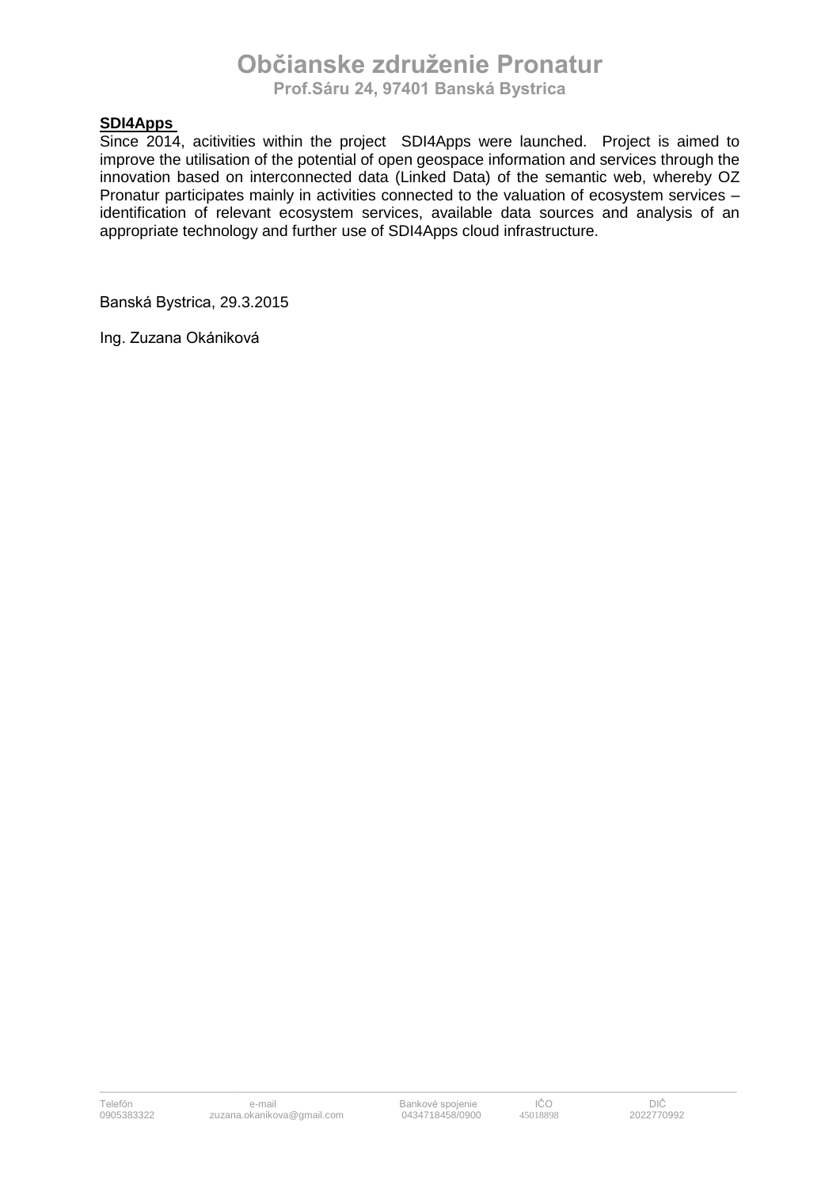**SDI4Apps**

Since 2014, acitivities within the project SDI4Apps were launched. Project is aimed to improve the utilisation of the potential of open geospace information and services through the innovation based on interconnected data (Linked Data) of the semantic web, whereby OZ Pronatur participates mainly in activities connected to the valuation of ecosystem services – identification of relevant ecosystem services, available data sources and analysis of an appropriate technology and further use of SDI4Apps cloud infrastructure.

Banská Bystrica, 29.3.2015

Ing. Zuzana Okániková